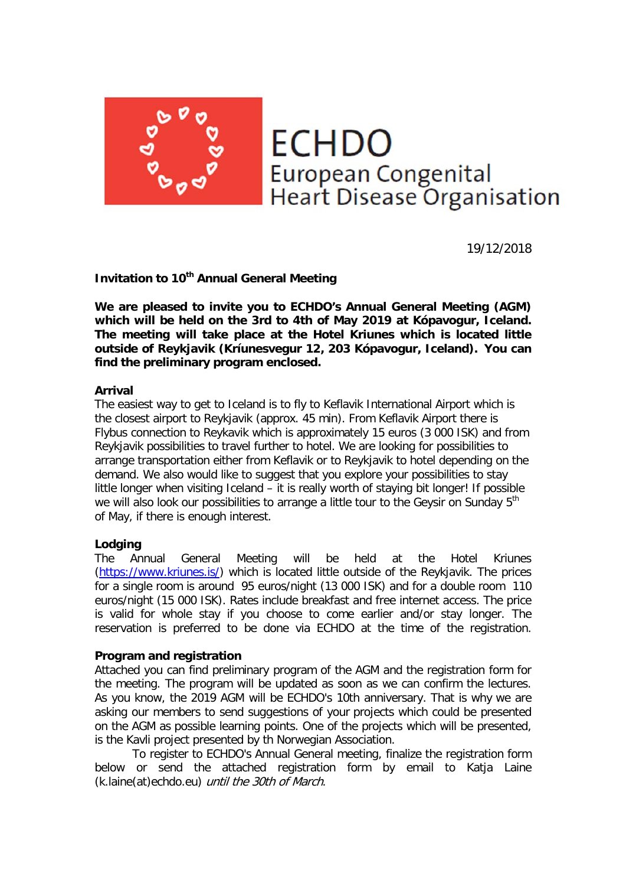ECHDO
European Congenital
Heart Disease Organisation

19/12/2018

**Invitation to 10th Annual General Meeting**

**We are pleased to invite you to ECHDO's Annual General Meeting (AGM) which will be held on the 3rd to 4th of May 2019 at Kópavogur, Iceland. The meeting will take place at the Hotel Kriunes which is located little outside of Reykjavik (Kríunesvegur 12, 203 Kópavogur, Iceland). You can find the preliminary program enclosed.**

**Arrival**

The easiest way to get to Iceland is to fly to Keflavik International Airport which is the closest airport to Reykjavik (approx. 45 min). From Keflavik Airport there is Flybus connection to Reykavik which is approximately 15 euros (3 000 ISK) and from Reykjavik possibilities to travel further to hotel. We are looking for possibilities to arrange transportation either from Keflavik or to Reykjavik to hotel depending on the demand. We also would like to suggest that you explore your possibilities to stay little longer when visiting Iceland – it is really worth of staying bit longer! If possible we will also look our possibilities to arrange a little tour to the Geysir on Sunday 5th of May, if there is enough interest.

**Lodging**

The Annual General Meeting will be held at the Hotel Kriunes (https://www.kriunes.is/) which is located little outside of the Reykjavik. The prices for a single room is around 95 euros/night (13 000 ISK) and for a double room 110 euros/night (15 000 ISK). Rates include breakfast and free internet access. The price is valid for whole stay if you choose to come earlier and/or stay longer. The reservation is preferred to be done via ECHDO at the time of the registration.

**Program and registration**

Attached you can find preliminary program of the AGM and the registration form for the meeting. The program will be updated as soon as we can confirm the lectures. As you know, the 2019 AGM will be ECHDO's 10th anniversary. That is why we are asking our members to send suggestions of your projects which could be presented on the AGM as possible learning points. One of the projects which will be presented, is the Kavli project presented by th Norwegian Association.

To register to ECHDO's Annual General meeting, finalize the registration form below or send the attached registration form by email to Katja Laine (k.laine(at)echdo.eu) *until the 30th of March*.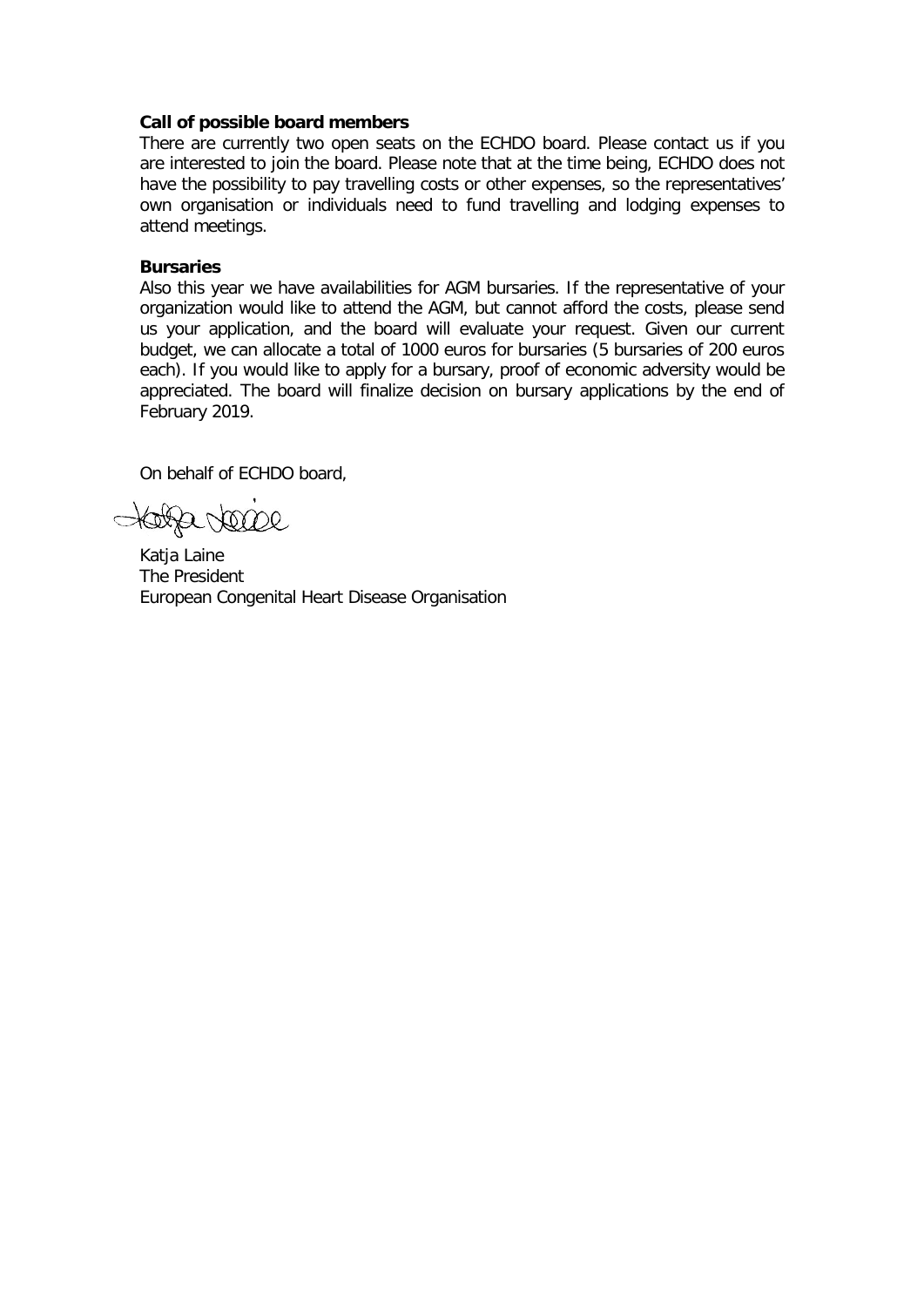**Call of possible board members**

There are currently two open seats on the ECHDO board. Please contact us if you are interested to join the board. Please note that at the time being, ECHDO does not have the possibility to pay travelling costs or other expenses, so the representatives' own organisation or individuals need to fund travelling and lodging expenses to attend meetings.

**Bursaries**

Also this year we have availabilities for AGM bursaries. If the representative of your organization would like to attend the AGM, but cannot afford the costs, please send us your application, and the board will evaluate your request. Given our current budget, we can allocate a total of 1000 euros for bursaries (5 bursaries of 200 euros each). If you would like to apply for a bursary, proof of economic adversity would be appreciated. The board will finalize decision on bursary applications by the end of February 2019.

On behalf of ECHDO board,

Katja Laine
The President
European Congenital Heart Disease Organisation